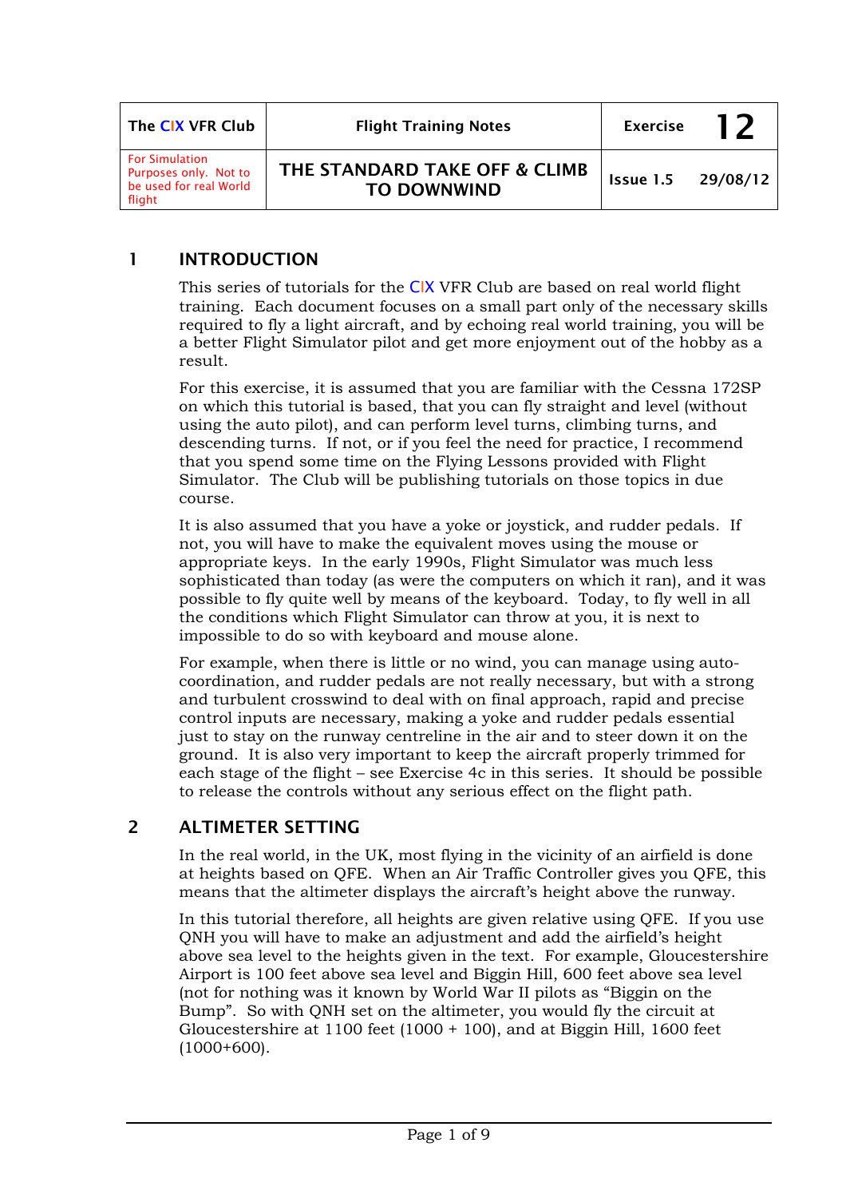| The CIX VFR Club | Flight Training Notes | Exercise | 12 |
| --- | --- | --- | --- |
| For Simulation Purposes only. Not to be used for real World flight | THE STANDARD TAKE OFF & CLIMB TO DOWNWIND | Issue 1.5 | 29/08/12 |

## 1 INTRODUCTION

This series of tutorials for the CIX VFR Club are based on real world flight training. Each document focuses on a small part only of the necessary skills required to fly a light aircraft, and by echoing real world training, you will be a better Flight Simulator pilot and get more enjoyment out of the hobby as a result.

For this exercise, it is assumed that you are familiar with the Cessna 172SP on which this tutorial is based, that you can fly straight and level (without using the auto pilot), and can perform level turns, climbing turns, and descending turns. If not, or if you feel the need for practice, I recommend that you spend some time on the Flying Lessons provided with Flight Simulator. The Club will be publishing tutorials on those topics in due course.

It is also assumed that you have a yoke or joystick, and rudder pedals. If not, you will have to make the equivalent moves using the mouse or appropriate keys. In the early 1990s, Flight Simulator was much less sophisticated than today (as were the computers on which it ran), and it was possible to fly quite well by means of the keyboard. Today, to fly well in all the conditions which Flight Simulator can throw at you, it is next to impossible to do so with keyboard and mouse alone.

For example, when there is little or no wind, you can manage using auto-coordination, and rudder pedals are not really necessary, but with a strong and turbulent crosswind to deal with on final approach, rapid and precise control inputs are necessary, making a yoke and rudder pedals essential just to stay on the runway centreline in the air and to steer down it on the ground. It is also very important to keep the aircraft properly trimmed for each stage of the flight – see Exercise 4c in this series. It should be possible to release the controls without any serious effect on the flight path.

## 2 ALTIMETER SETTING

In the real world, in the UK, most flying in the vicinity of an airfield is done at heights based on QFE. When an Air Traffic Controller gives you QFE, this means that the altimeter displays the aircraft's height above the runway.

In this tutorial therefore, all heights are given relative using QFE. If you use QNH you will have to make an adjustment and add the airfield's height above sea level to the heights given in the text. For example, Gloucestershire Airport is 100 feet above sea level and Biggin Hill, 600 feet above sea level (not for nothing was it known by World War II pilots as "Biggin on the Bump". So with QNH set on the altimeter, you would fly the circuit at Gloucestershire at 1100 feet (1000 + 100), and at Biggin Hill, 1600 feet (1000+600).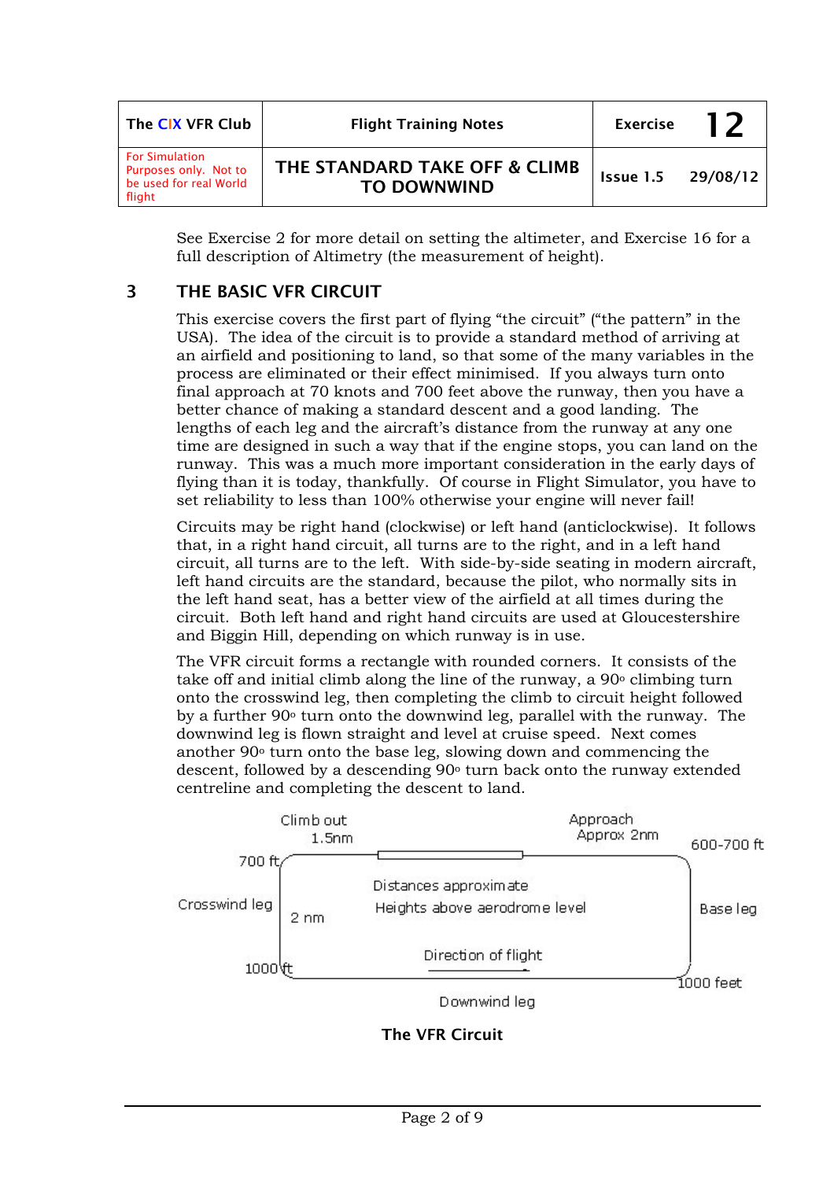See Exercise 2 for more detail on setting the altimeter, and Exercise 16 for a full description of Altimetry (the measurement of height).

## 3 THE BASIC VFR CIRCUIT

This exercise covers the first part of flying "the circuit" ("the pattern" in the USA). The idea of the circuit is to provide a standard method of arriving at an airfield and positioning to land, so that some of the many variables in the process are eliminated or their effect minimised. If you always turn onto final approach at 70 knots and 700 feet above the runway, then you have a better chance of making a standard descent and a good landing. The lengths of each leg and the aircraft's distance from the runway at any one time are designed in such a way that if the engine stops, you can land on the runway. This was a much more important consideration in the early days of flying than it is today, thankfully. Of course in Flight Simulator, you have to set reliability to less than 100% otherwise your engine will never fail!

Circuits may be right hand (clockwise) or left hand (anticlockwise). It follows that, in a right hand circuit, all turns are to the right, and in a left hand circuit, all turns are to the left. With side-by-side seating in modern aircraft, left hand circuits are the standard, because the pilot, who normally sits in the left hand seat, has a better view of the airfield at all times during the circuit. Both left hand and right hand circuits are used at Gloucestershire and Biggin Hill, depending on which runway is in use.

The VFR circuit forms a rectangle with rounded corners. It consists of the take off and initial climb along the line of the runway, a 90° climbing turn onto the crosswind leg, then completing the climb to circuit height followed by a further 90° turn onto the downwind leg, parallel with the runway. The downwind leg is flown straight and level at cruise speed. Next comes another 90° turn onto the base leg, slowing down and commencing the descent, followed by a descending 90° turn back onto the runway extended centreline and completing the descent to land.

Climb out 1.5nm | Approach Approx 2nm | 600-700 ft | 700 ft | Crosswind leg | 2 nm | Distances approximate | Heights above aerodrome level | Base leg | Direction of flight | 1000 ft | 1000 feet | Downwind leg

**The VFR Circuit**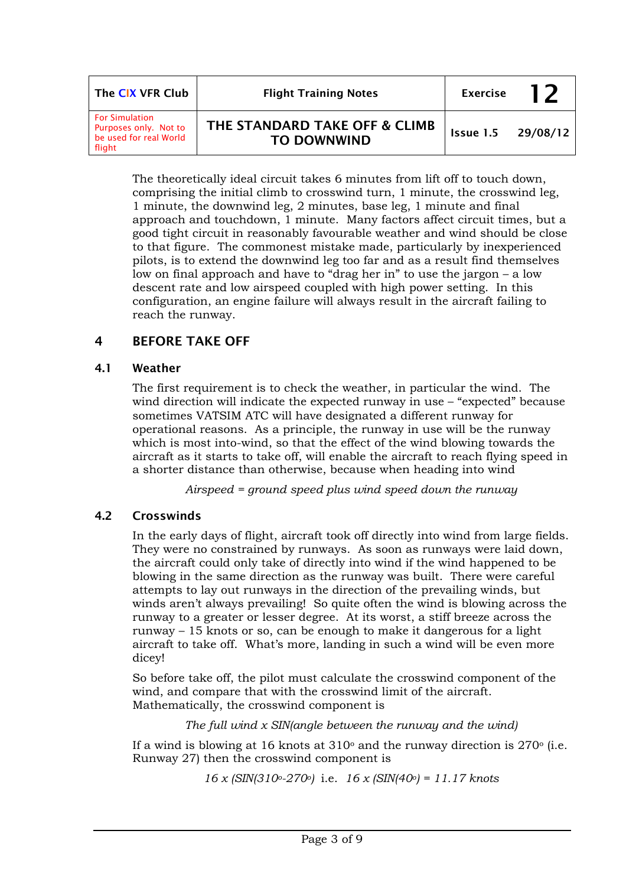The theoretically ideal circuit takes 6 minutes from lift off to touch down, comprising the initial climb to crosswind turn, 1 minute, the crosswind leg, 1 minute, the downwind leg, 2 minutes, base leg, 1 minute and final approach and touchdown, 1 minute. Many factors affect circuit times, but a good tight circuit in reasonably favourable weather and wind should be close to that figure. The commonest mistake made, particularly by inexperienced pilots, is to extend the downwind leg too far and as a result find themselves low on final approach and have to "drag her in" to use the jargon – a low descent rate and low airspeed coupled with high power setting. In this configuration, an engine failure will always result in the aircraft failing to reach the runway.

## 4 BEFORE TAKE OFF

### 4.1 Weather

The first requirement is to check the weather, in particular the wind. The wind direction will indicate the expected runway in use – "expected" because sometimes VATSIM ATC will have designated a different runway for operational reasons. As a principle, the runway in use will be the runway which is most into-wind, so that the effect of the wind blowing towards the aircraft as it starts to take off, will enable the aircraft to reach flying speed in a shorter distance than otherwise, because when heading into wind

*Airspeed = ground speed plus wind speed down the runway*

### 4.2 Crosswinds

In the early days of flight, aircraft took off directly into wind from large fields. They were no constrained by runways. As soon as runways were laid down, the aircraft could only take of directly into wind if the wind happened to be blowing in the same direction as the runway was built. There were careful attempts to lay out runways in the direction of the prevailing winds, but winds aren't always prevailing! So quite often the wind is blowing across the runway to a greater or lesser degree. At its worst, a stiff breeze across the runway – 15 knots or so, can be enough to make it dangerous for a light aircraft to take off. What's more, landing in such a wind will be even more dicey!

So before take off, the pilot must calculate the crosswind component of the wind, and compare that with the crosswind limit of the aircraft. Mathematically, the crosswind component is

*The full wind x SIN(angle between the runway and the wind)*

If a wind is blowing at 16 knots at $310^{o}$ and the runway direction is $270^{o}$ (i.e. Runway 27) then the crosswind component is

$16 \times (SIN(310^{o}-270^{o})$ i.e. $16 \times (SIN(40^{o}) = 11.17$ knots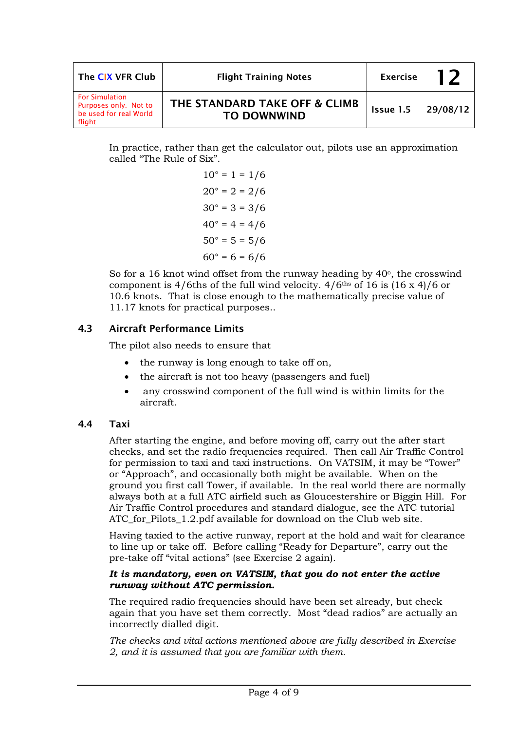In practice, rather than get the calculator out, pilots use an approximation called "The Rule of Six".

$$10° = 1 = 1/6$$
$$20° = 2 = 2/6$$
$$30° = 3 = 3/6$$
$$40° = 4 = 4/6$$
$$50° = 5 = 5/6$$
$$60° = 6 = 6/6$$

So for a 16 knot wind offset from the runway heading by 40°, the crosswind component is 4/6ths of the full wind velocity. 4/6ths of 16 is (16 x 4)/6 or 10.6 knots. That is close enough to the mathematically precise value of 11.17 knots for practical purposes..

## 4.3 Aircraft Performance Limits

The pilot also needs to ensure that

- the runway is long enough to take off on,
- the aircraft is not too heavy (passengers and fuel)
- any crosswind component of the full wind is within limits for the aircraft.

## 4.4 Taxi

After starting the engine, and before moving off, carry out the after start checks, and set the radio frequencies required. Then call Air Traffic Control for permission to taxi and taxi instructions. On VATSIM, it may be "Tower" or "Approach", and occasionally both might be available. When on the ground you first call Tower, if available. In the real world there are normally always both at a full ATC airfield such as Gloucestershire or Biggin Hill. For Air Traffic Control procedures and standard dialogue, see the ATC tutorial ATC_for_Pilots_1.2.pdf available for download on the Club web site.

Having taxied to the active runway, report at the hold and wait for clearance to line up or take off. Before calling "Ready for Departure", carry out the pre-take off "vital actions" (see Exercise 2 again).

***It is mandatory, even on VATSIM, that you do not enter the active runway without ATC permission.***

The required radio frequencies should have been set already, but check again that you have set them correctly. Most "dead radios" are actually an incorrectly dialled digit.

*The checks and vital actions mentioned above are fully described in Exercise 2, and it is assumed that you are familiar with them.*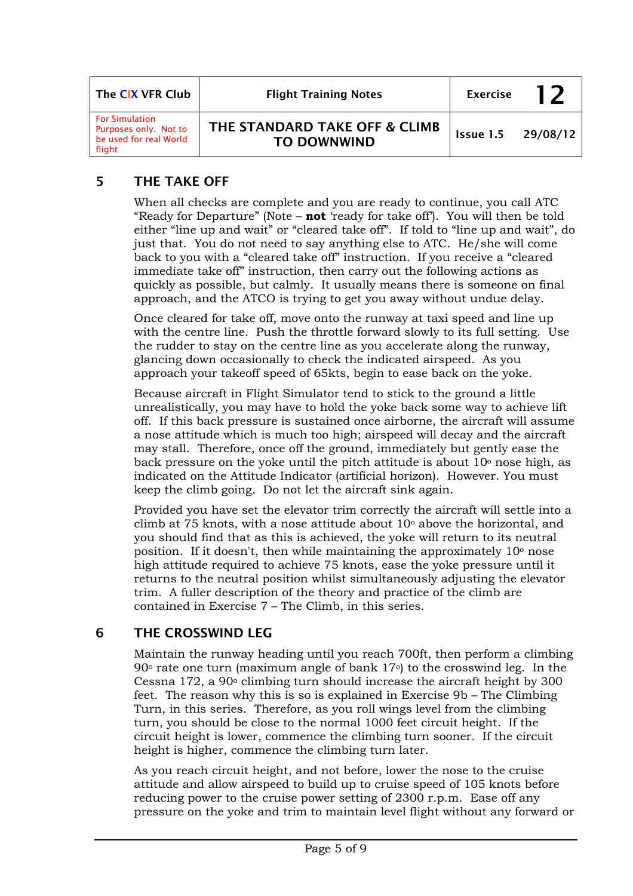## 5 THE TAKE OFF

When all checks are complete and you are ready to continue, you call ATC "Ready for Departure" (Note – **not** 'ready for take off'). You will then be told either "line up and wait" or "cleared take off". If told to "line up and wait", do just that. You do not need to say anything else to ATC. He/she will come back to you with a "cleared take off" instruction. If you receive a "cleared immediate take off" instruction, then carry out the following actions as quickly as possible, but calmly. It usually means there is someone on final approach, and the ATCO is trying to get you away without undue delay.

Once cleared for take off, move onto the runway at taxi speed and line up with the centre line. Push the throttle forward slowly to its full setting. Use the rudder to stay on the centre line as you accelerate along the runway, glancing down occasionally to check the indicated airspeed. As you approach your takeoff speed of 65kts, begin to ease back on the yoke.

Because aircraft in Flight Simulator tend to stick to the ground a little unrealistically, you may have to hold the yoke back some way to achieve lift off. If this back pressure is sustained once airborne, the aircraft will assume a nose attitude which is much too high; airspeed will decay and the aircraft may stall. Therefore, once off the ground, immediately but gently ease the back pressure on the yoke until the pitch attitude is about 10° nose high, as indicated on the Attitude Indicator (artificial horizon). However. You must keep the climb going. Do not let the aircraft sink again.

Provided you have set the elevator trim correctly the aircraft will settle into a climb at 75 knots, with a nose attitude about 10° above the horizontal, and you should find that as this is achieved, the yoke will return to its neutral position. If it doesn't, then while maintaining the approximately 10° nose high attitude required to achieve 75 knots, ease the yoke pressure until it returns to the neutral position whilst simultaneously adjusting the elevator trim. A fuller description of the theory and practice of the climb are contained in Exercise 7 – The Climb, in this series.

## 6 THE CROSSWIND LEG

Maintain the runway heading until you reach 700ft, then perform a climbing 90° rate one turn (maximum angle of bank 17°) to the crosswind leg. In the Cessna 172, a 90° climbing turn should increase the aircraft height by 300 feet. The reason why this is so is explained in Exercise 9b – The Climbing Turn, in this series. Therefore, as you roll wings level from the climbing turn, you should be close to the normal 1000 feet circuit height. If the circuit height is lower, commence the climbing turn sooner. If the circuit height is higher, commence the climbing turn later.

As you reach circuit height, and not before, lower the nose to the cruise attitude and allow airspeed to build up to cruise speed of 105 knots before reducing power to the cruise power setting of 2300 r.p.m. Ease off any pressure on the yoke and trim to maintain level flight without any forward or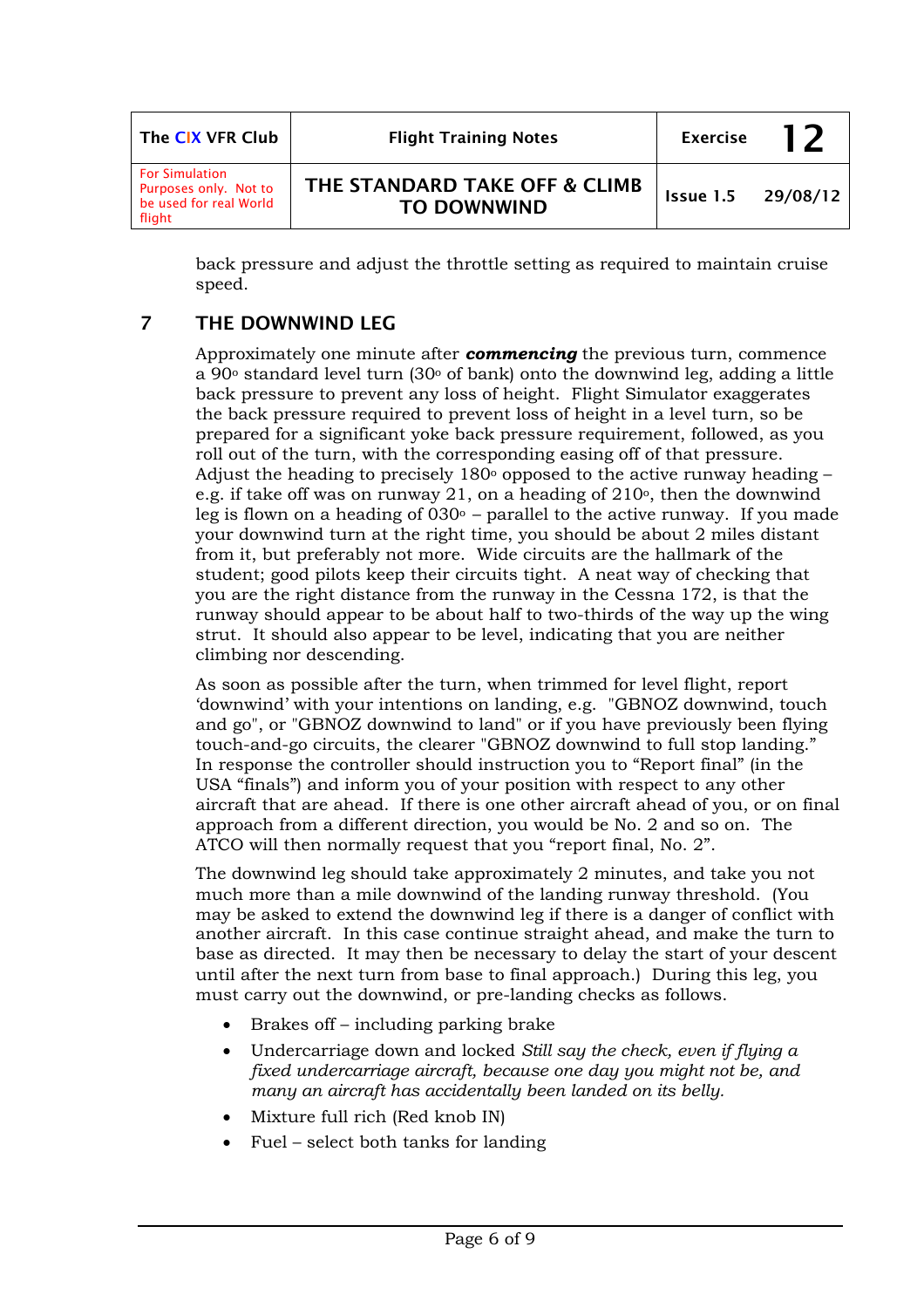back pressure and adjust the throttle setting as required to maintain cruise speed.

## 7 THE DOWNWIND LEG

Approximately one minute after ***commencing*** the previous turn, commence a 90° standard level turn (30° of bank) onto the downwind leg, adding a little back pressure to prevent any loss of height. Flight Simulator exaggerates the back pressure required to prevent loss of height in a level turn, so be prepared for a significant yoke back pressure requirement, followed, as you roll out of the turn, with the corresponding easing off of that pressure. Adjust the heading to precisely 180° opposed to the active runway heading – e.g. if take off was on runway 21, on a heading of 210°, then the downwind leg is flown on a heading of 030° – parallel to the active runway. If you made your downwind turn at the right time, you should be about 2 miles distant from it, but preferably not more. Wide circuits are the hallmark of the student; good pilots keep their circuits tight. A neat way of checking that you are the right distance from the runway in the Cessna 172, is that the runway should appear to be about half to two-thirds of the way up the wing strut. It should also appear to be level, indicating that you are neither climbing nor descending.

As soon as possible after the turn, when trimmed for level flight, report 'downwind' with your intentions on landing, e.g. "GBNOZ downwind, touch and go", or "GBNOZ downwind to land" or if you have previously been flying touch-and-go circuits, the clearer "GBNOZ downwind to full stop landing." In response the controller should instruction you to "Report final" (in the USA "finals") and inform you of your position with respect to any other aircraft that are ahead. If there is one other aircraft ahead of you, or on final approach from a different direction, you would be No. 2 and so on. The ATCO will then normally request that you "report final, No. 2".

The downwind leg should take approximately 2 minutes, and take you not much more than a mile downwind of the landing runway threshold. (You may be asked to extend the downwind leg if there is a danger of conflict with another aircraft. In this case continue straight ahead, and make the turn to base as directed. It may then be necessary to delay the start of your descent until after the next turn from base to final approach.) During this leg, you must carry out the downwind, or pre-landing checks as follows.

- Brakes off – including parking brake
- Undercarriage down and locked *Still say the check, even if flying a fixed undercarriage aircraft, because one day you might not be, and many an aircraft has accidentally been landed on its belly.*
- Mixture full rich (Red knob IN)
- Fuel – select both tanks for landing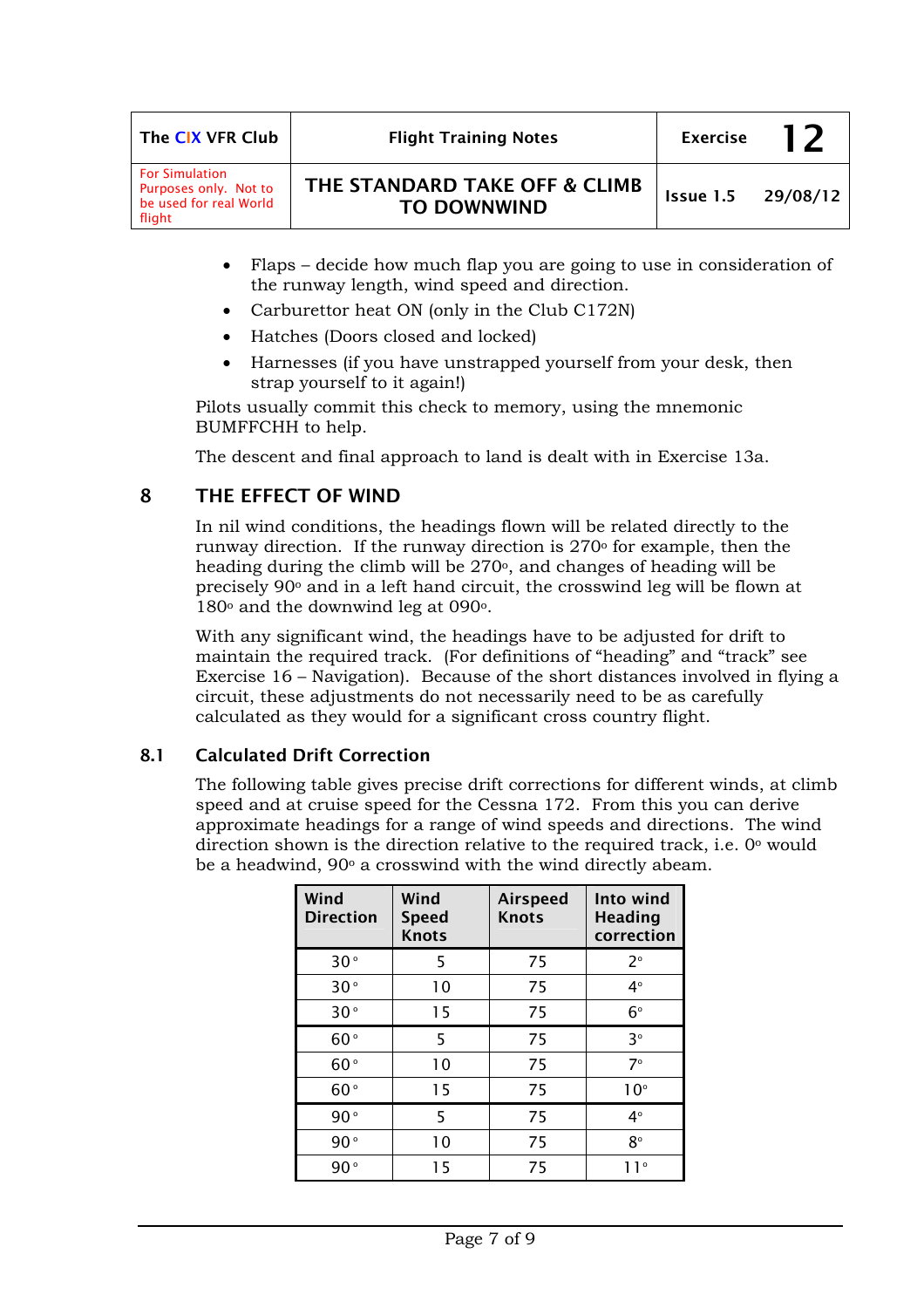- Flaps – decide how much flap you are going to use in consideration of the runway length, wind speed and direction.
- Carburettor heat ON (only in the Club C172N)
- Hatches (Doors closed and locked)
- Harnesses (if you have unstrapped yourself from your desk, then strap yourself to it again!)

Pilots usually commit this check to memory, using the mnemonic BUMFFCHH to help.

The descent and final approach to land is dealt with in Exercise 13a.

## 8 THE EFFECT OF WIND

In nil wind conditions, the headings flown will be related directly to the runway direction. If the runway direction is 270° for example, then the heading during the climb will be 270°, and changes of heading will be precisely 90° and in a left hand circuit, the crosswind leg will be flown at 180° and the downwind leg at 090°.

With any significant wind, the headings have to be adjusted for drift to maintain the required track. (For definitions of "heading" and "track" see Exercise 16 – Navigation). Because of the short distances involved in flying a circuit, these adjustments do not necessarily need to be as carefully calculated as they would for a significant cross country flight.

### 8.1 Calculated Drift Correction

The following table gives precise drift corrections for different winds, at climb speed and at cruise speed for the Cessna 172. From this you can derive approximate headings for a range of wind speeds and directions. The wind direction shown is the direction relative to the required track, i.e. 0° would be a headwind, 90° a crosswind with the wind directly abeam.

| Wind Direction | Wind Speed Knots | Airspeed Knots | Into wind Heading correction |
|---|---|---|---|
| 30° | 5 | 75 | 2° |
| 30° | 10 | 75 | 4° |
| 30° | 15 | 75 | 6° |
| 60° | 5 | 75 | 3° |
| 60° | 10 | 75 | 7° |
| 60° | 15 | 75 | 10° |
| 90° | 5 | 75 | 4° |
| 90° | 10 | 75 | 8° |
| 90° | 15 | 75 | 11° |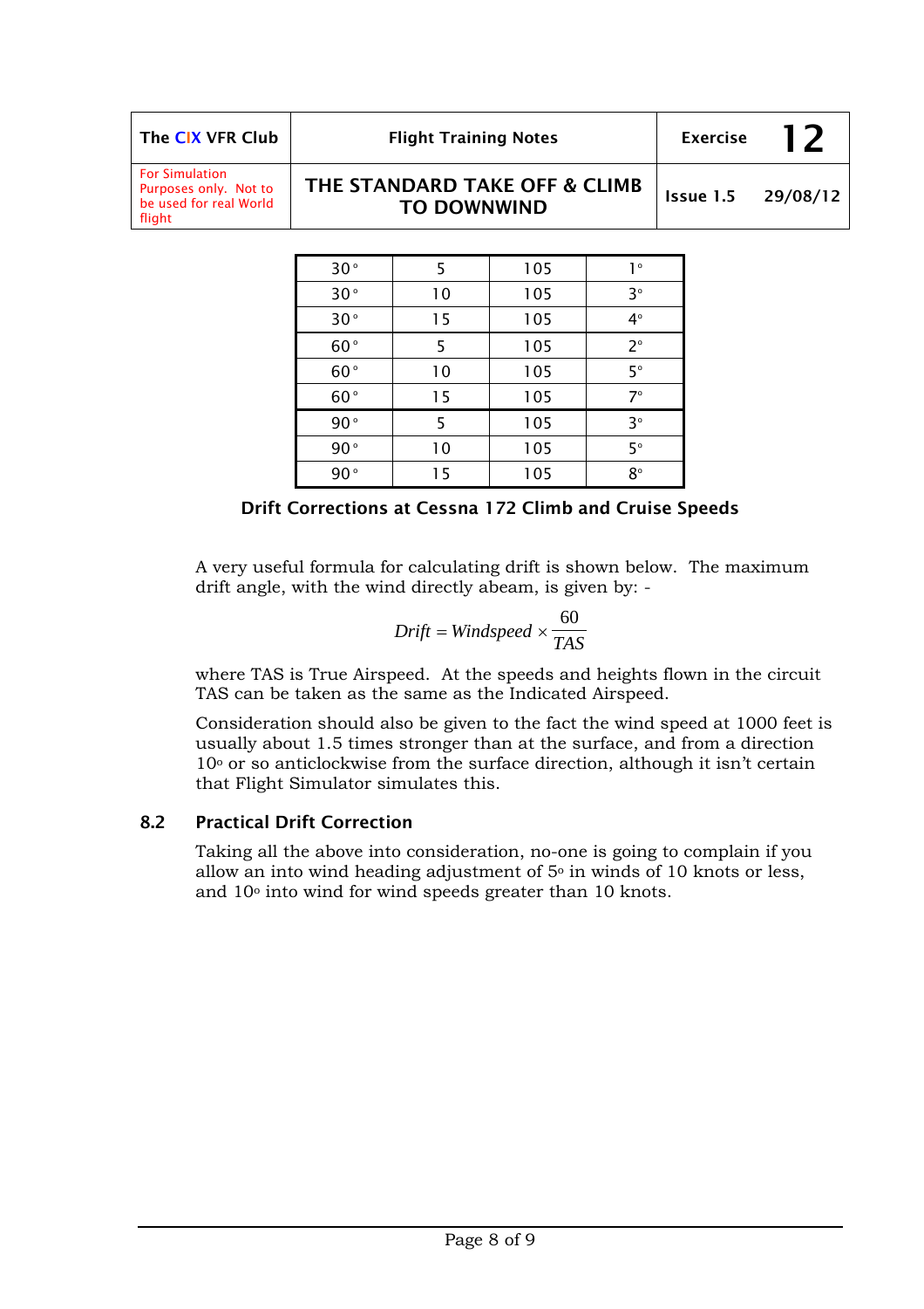| | | | |
|---|---|---|---|
| 30° | 5 | 105 | 1° |
| 30° | 10 | 105 | 3° |
| 30° | 15 | 105 | 4° |
| 60° | 5 | 105 | 2° |
| 60° | 10 | 105 | 5° |
| 60° | 15 | 105 | 7° |
| 90° | 5 | 105 | 3° |
| 90° | 10 | 105 | 5° |
| 90° | 15 | 105 | 8° |

**Drift Corrections at Cessna 172 Climb and Cruise Speeds**

A very useful formula for calculating drift is shown below. The maximum drift angle, with the wind directly abeam, is given by: -

$$Drift = Windspeed \times \frac{60}{TAS}$$

where TAS is True Airspeed. At the speeds and heights flown in the circuit TAS can be taken as the same as the Indicated Airspeed.

Consideration should also be given to the fact the wind speed at 1000 feet is usually about 1.5 times stronger than at the surface, and from a direction 10° or so anticlockwise from the surface direction, although it isn't certain that Flight Simulator simulates this.

## 8.2 Practical Drift Correction

Taking all the above into consideration, no-one is going to complain if you allow an into wind heading adjustment of 5° in winds of 10 knots or less, and 10° into wind for wind speeds greater than 10 knots.